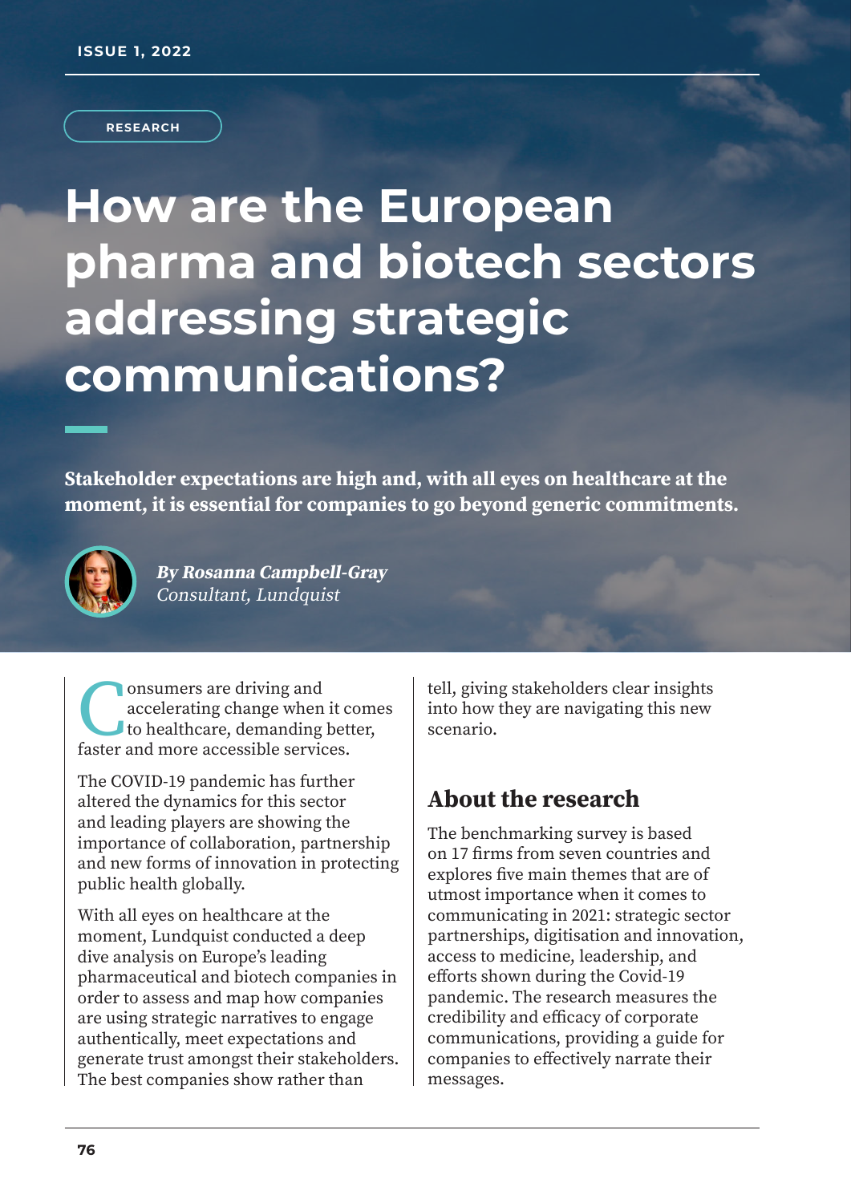RESEARCH

# How are the European pharma and biotech sectors addressing strategic communications?

**Stakeholder expectations are high and, with all eyes on healthcare at the moment, it is essential for companies to go beyond generic commitments.**

***By Rosanna Campbell-Gray***
*Consultant, Lundquist*

Consumers are driving and accelerating change when it comes to healthcare, demanding better, faster and more accessible services.

The COVID-19 pandemic has further altered the dynamics for this sector and leading players are showing the importance of collaboration, partnership and new forms of innovation in protecting public health globally.

With all eyes on healthcare at the moment, Lundquist conducted a deep dive analysis on Europe's leading pharmaceutical and biotech companies in order to assess and map how companies are using strategic narratives to engage authentically, meet expectations and generate trust amongst their stakeholders. The best companies show rather than tell, giving stakeholders clear insights into how they are navigating this new scenario.

## About the research

The benchmarking survey is based on 17 firms from seven countries and explores five main themes that are of utmost importance when it comes to communicating in 2021: strategic sector partnerships, digitisation and innovation, access to medicine, leadership, and efforts shown during the Covid-19 pandemic. The research measures the credibility and efficacy of corporate communications, providing a guide for companies to effectively narrate their messages.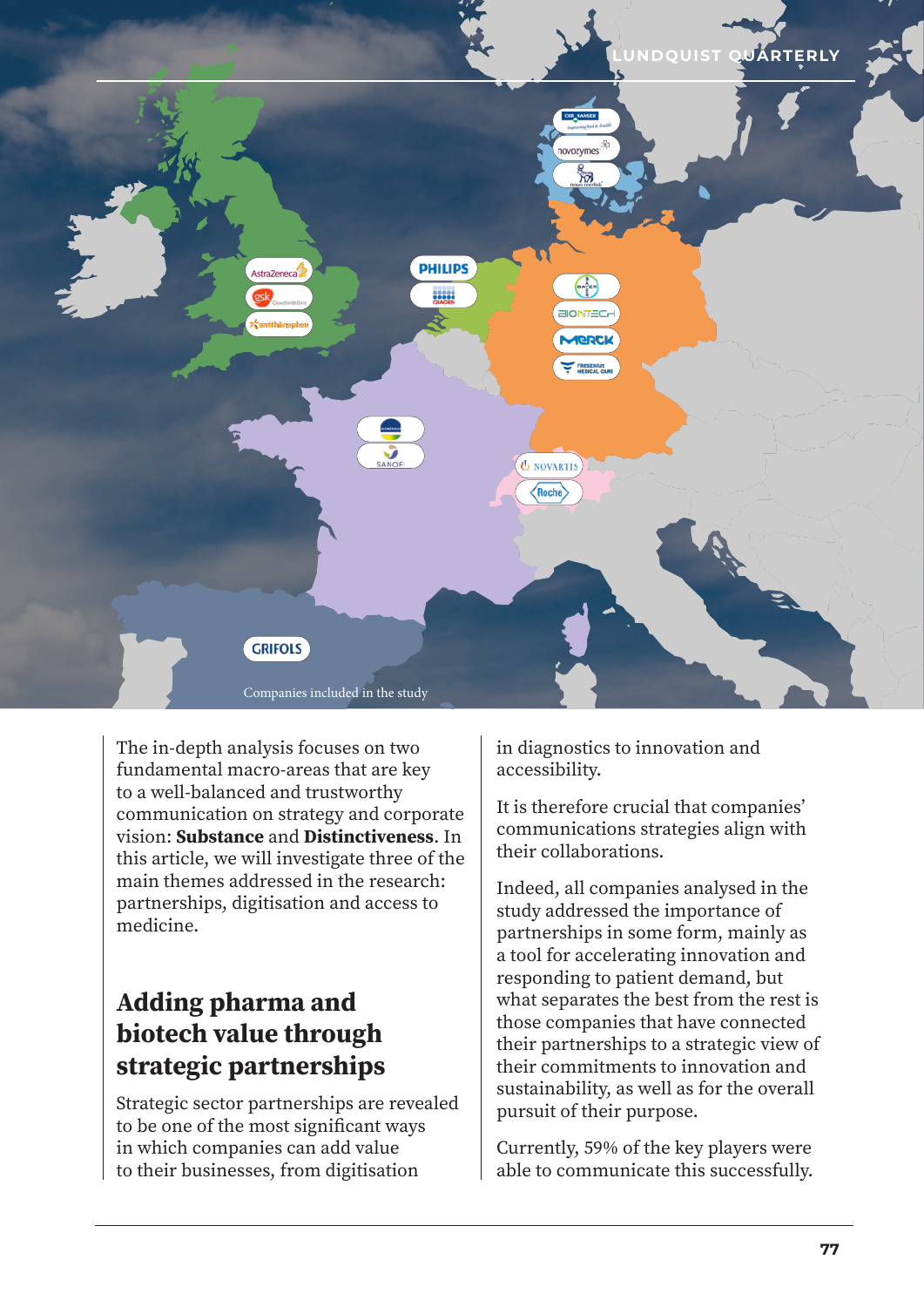Companies included in the study

The in-depth analysis focuses on two fundamental macro-areas that are key to a well-balanced and trustworthy communication on strategy and corporate vision: **Substance** and **Distinctiveness**. In this article, we will investigate three of the main themes addressed in the research: partnerships, digitisation and access to medicine.

## Adding pharma and biotech value through strategic partnerships

Strategic sector partnerships are revealed to be one of the most significant ways in which companies can add value to their businesses, from digitisation in diagnostics to innovation and accessibility.

It is therefore crucial that companies' communications strategies align with their collaborations.

Indeed, all companies analysed in the study addressed the importance of partnerships in some form, mainly as a tool for accelerating innovation and responding to patient demand, but what separates the best from the rest is those companies that have connected their partnerships to a strategic view of their commitments to innovation and sustainability, as well as for the overall pursuit of their purpose.

Currently, 59% of the key players were able to communicate this successfully.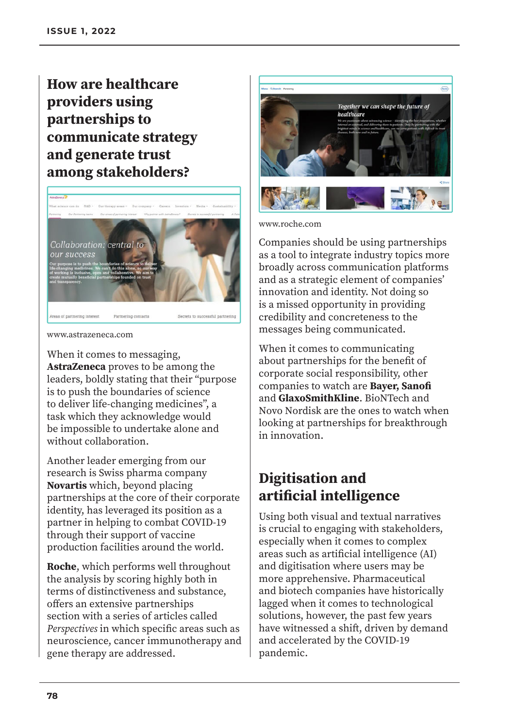## How are healthcare providers using partnerships to communicate strategy and generate trust among stakeholders?

www.astrazeneca.com

When it comes to messaging, **AstraZeneca** proves to be among the leaders, boldly stating that their "purpose is to push the boundaries of science to deliver life-changing medicines", a task which they acknowledge would be impossible to undertake alone and without collaboration.

Another leader emerging from our research is Swiss pharma company **Novartis** which, beyond placing partnerships at the core of their corporate identity, has leveraged its position as a partner in helping to combat COVID-19 through their support of vaccine production facilities around the world.

**Roche**, which performs well throughout the analysis by scoring highly both in terms of distinctiveness and substance, offers an extensive partnerships section with a series of articles called *Perspectives* in which specific areas such as neuroscience, cancer immunotherapy and gene therapy are addressed.

www.roche.com

Companies should be using partnerships as a tool to integrate industry topics more broadly across communication platforms and as a strategic element of companies' innovation and identity. Not doing so is a missed opportunity in providing credibility and concreteness to the messages being communicated.

When it comes to communicating about partnerships for the benefit of corporate social responsibility, other companies to watch are **Bayer, Sanofi** and **GlaxoSmithKline**. BioNTech and Novo Nordisk are the ones to watch when looking at partnerships for breakthrough in innovation.

## Digitisation and artificial intelligence

Using both visual and textual narratives is crucial to engaging with stakeholders, especially when it comes to complex areas such as artificial intelligence (AI) and digitisation where users may be more apprehensive. Pharmaceutical and biotech companies have historically lagged when it comes to technological solutions, however, the past few years have witnessed a shift, driven by demand and accelerated by the COVID-19 pandemic.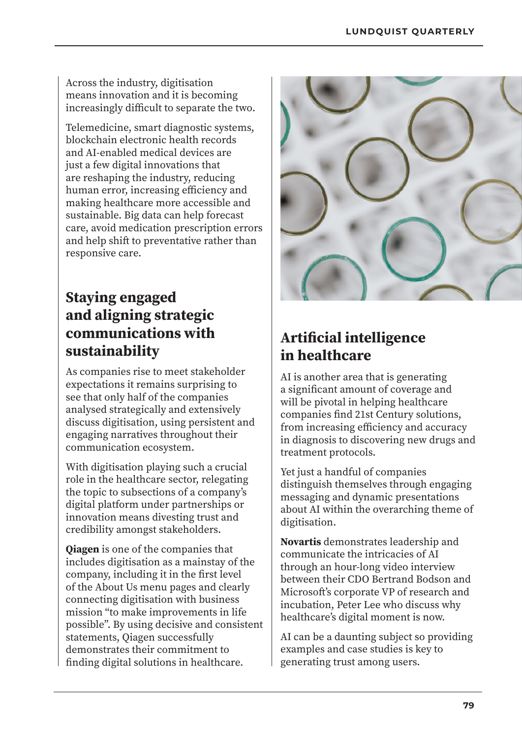Across the industry, digitisation means innovation and it is becoming increasingly difficult to separate the two.

Telemedicine, smart diagnostic systems, blockchain electronic health records and AI-enabled medical devices are just a few digital innovations that are reshaping the industry, reducing human error, increasing efficiency and making healthcare more accessible and sustainable. Big data can help forecast care, avoid medication prescription errors and help shift to preventative rather than responsive care.

## Staying engaged and aligning strategic communications with sustainability

As companies rise to meet stakeholder expectations it remains surprising to see that only half of the companies analysed strategically and extensively discuss digitisation, using persistent and engaging narratives throughout their communication ecosystem.

With digitisation playing such a crucial role in the healthcare sector, relegating the topic to subsections of a company's digital platform under partnerships or innovation means divesting trust and credibility amongst stakeholders.

**Qiagen** is one of the companies that includes digitisation as a mainstay of the company, including it in the first level of the About Us menu pages and clearly connecting digitisation with business mission "to make improvements in life possible". By using decisive and consistent statements, Qiagen successfully demonstrates their commitment to finding digital solutions in healthcare.

## Artificial intelligence in healthcare

AI is another area that is generating a significant amount of coverage and will be pivotal in helping healthcare companies find 21st Century solutions, from increasing efficiency and accuracy in diagnosis to discovering new drugs and treatment protocols.

Yet just a handful of companies distinguish themselves through engaging messaging and dynamic presentations about AI within the overarching theme of digitisation.

**Novartis** demonstrates leadership and communicate the intricacies of AI through an hour-long video interview between their CDO Bertrand Bodson and Microsoft's corporate VP of research and incubation, Peter Lee who discuss why healthcare's digital moment is now.

AI can be a daunting subject so providing examples and case studies is key to generating trust among users.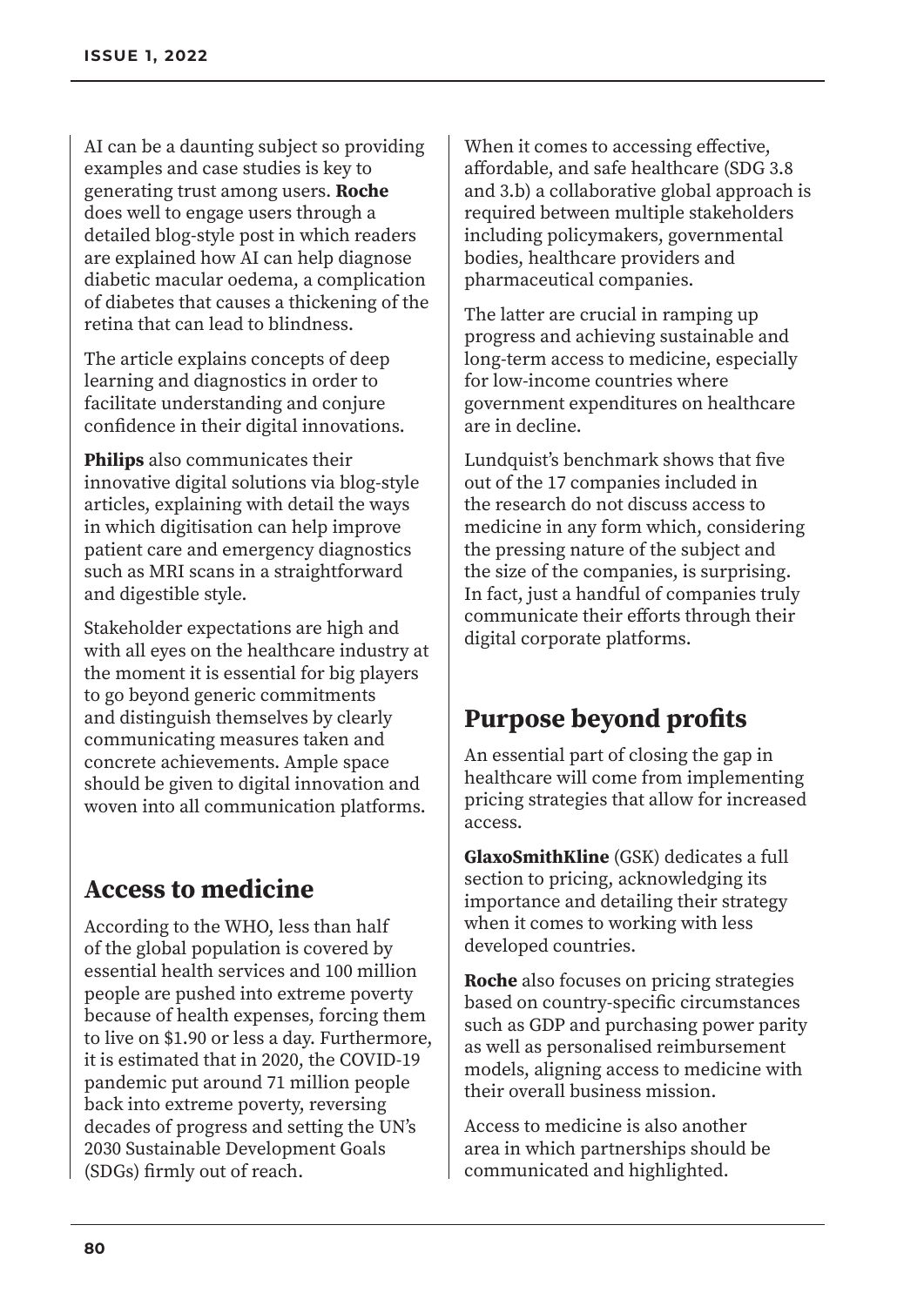AI can be a daunting subject so providing examples and case studies is key to generating trust among users. **Roche** does well to engage users through a detailed blog-style post in which readers are explained how AI can help diagnose diabetic macular oedema, a complication of diabetes that causes a thickening of the retina that can lead to blindness.

The article explains concepts of deep learning and diagnostics in order to facilitate understanding and conjure confidence in their digital innovations.

**Philips** also communicates their innovative digital solutions via blog-style articles, explaining with detail the ways in which digitisation can help improve patient care and emergency diagnostics such as MRI scans in a straightforward and digestible style.

Stakeholder expectations are high and with all eyes on the healthcare industry at the moment it is essential for big players to go beyond generic commitments and distinguish themselves by clearly communicating measures taken and concrete achievements. Ample space should be given to digital innovation and woven into all communication platforms.

## Access to medicine

According to the WHO, less than half of the global population is covered by essential health services and 100 million people are pushed into extreme poverty because of health expenses, forcing them to live on $1.90 or less a day. Furthermore, it is estimated that in 2020, the COVID-19 pandemic put around 71 million people back into extreme poverty, reversing decades of progress and setting the UN's 2030 Sustainable Development Goals (SDGs) firmly out of reach.

When it comes to accessing effective, affordable, and safe healthcare (SDG 3.8 and 3.b) a collaborative global approach is required between multiple stakeholders including policymakers, governmental bodies, healthcare providers and pharmaceutical companies.

The latter are crucial in ramping up progress and achieving sustainable and long-term access to medicine, especially for low-income countries where government expenditures on healthcare are in decline.

Lundquist's benchmark shows that five out of the 17 companies included in the research do not discuss access to medicine in any form which, considering the pressing nature of the subject and the size of the companies, is surprising. In fact, just a handful of companies truly communicate their efforts through their digital corporate platforms.

## Purpose beyond profits

An essential part of closing the gap in healthcare will come from implementing pricing strategies that allow for increased access.

**GlaxoSmithKline** (GSK) dedicates a full section to pricing, acknowledging its importance and detailing their strategy when it comes to working with less developed countries.

**Roche** also focuses on pricing strategies based on country-specific circumstances such as GDP and purchasing power parity as well as personalised reimbursement models, aligning access to medicine with their overall business mission.

Access to medicine is also another area in which partnerships should be communicated and highlighted.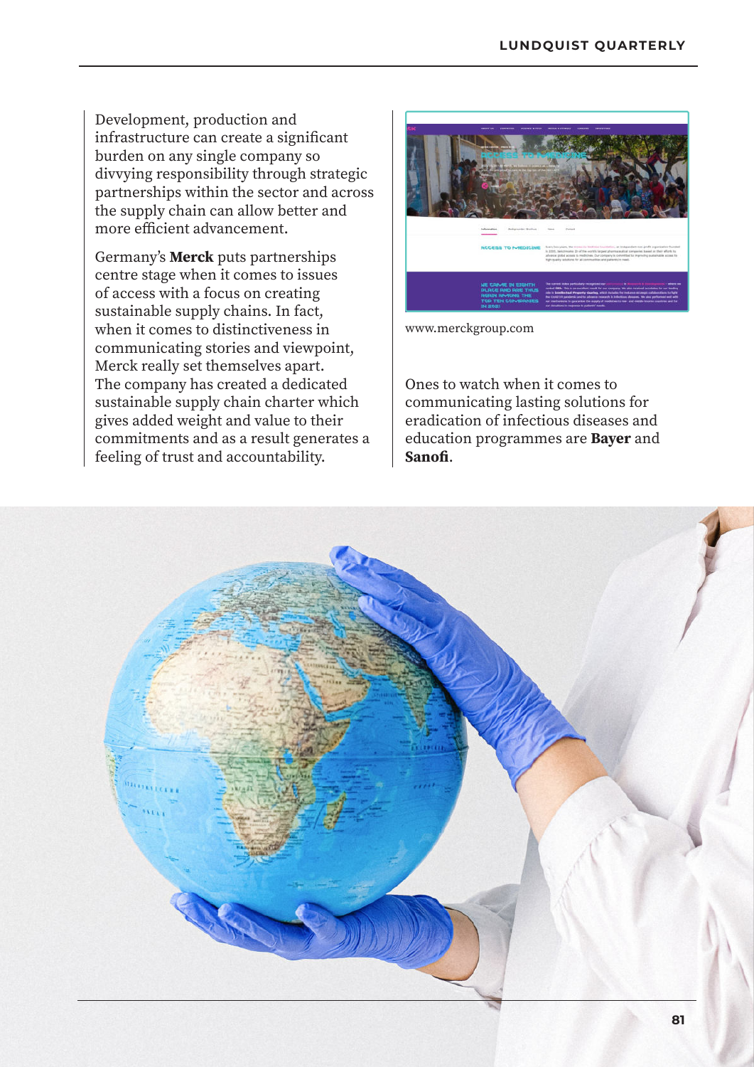Development, production and infrastructure can create a significant burden on any single company so divvying responsibility through strategic partnerships within the sector and across the supply chain can allow better and more efficient advancement.

Germany's **Merck** puts partnerships centre stage when it comes to issues of access with a focus on creating sustainable supply chains. In fact, when it comes to distinctiveness in communicating stories and viewpoint, Merck really set themselves apart. The company has created a dedicated sustainable supply chain charter which gives added weight and value to their commitments and as a result generates a feeling of trust and accountability.

www.merckgroup.com

Ones to watch when it comes to communicating lasting solutions for eradication of infectious diseases and education programmes are **Bayer** and **Sanofi**.